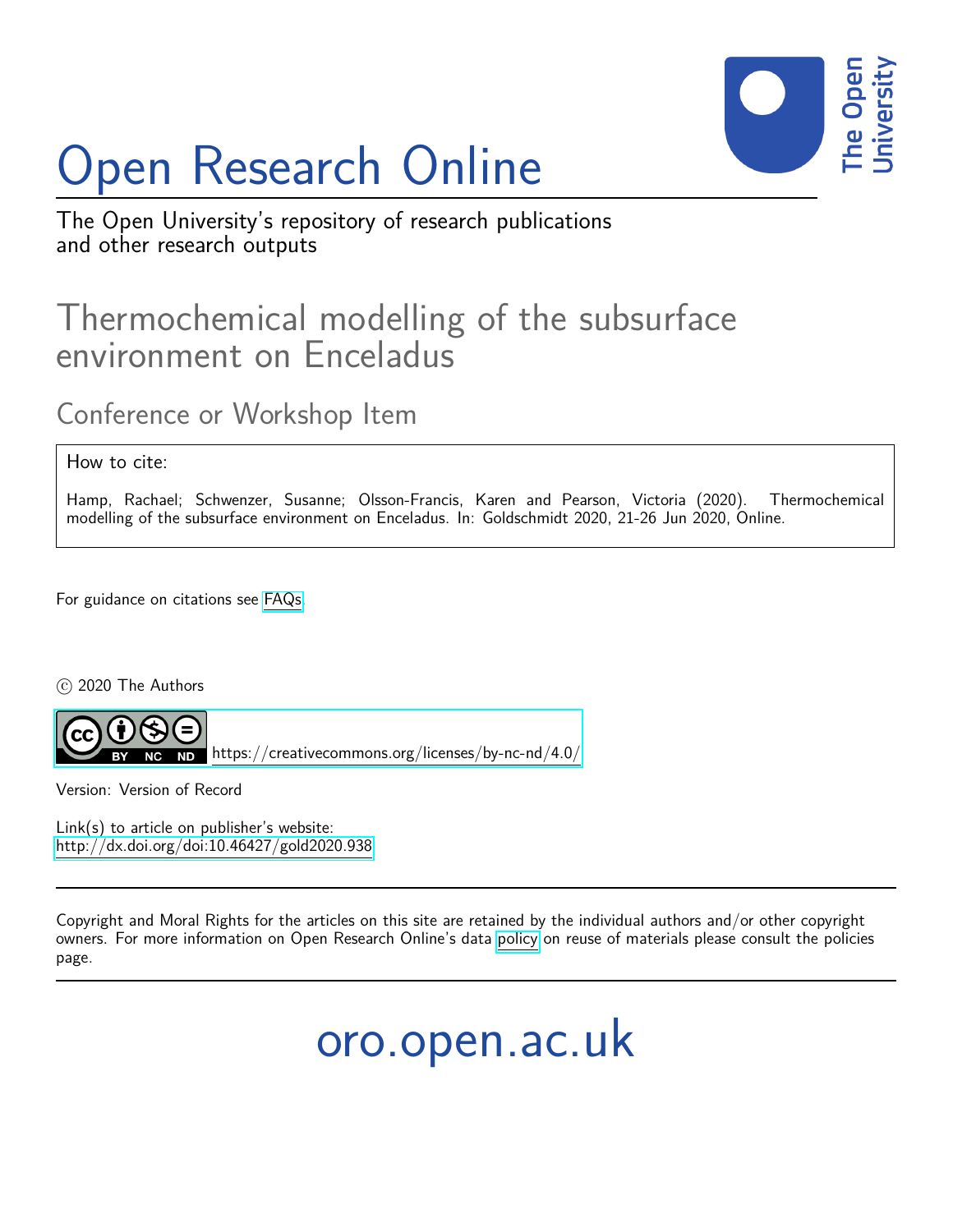# Open Research Online

The Open University's repository of research publications and other research outputs

## Thermochemical modelling of the subsurface environment on Enceladus

### Conference or Workshop Item

How to cite:

Hamp, Rachael; Schwenzer, Susanne; Olsson-Francis, Karen and Pearson, Victoria (2020). Thermochemical modelling of the subsurface environment on Enceladus. In: Goldschmidt 2020, 21-26 Jun 2020, Online.

For guidance on citations see FAQs.

© 2020 The Authors

https://creativecommons.org/licenses/by-nc-nd/4.0/

Version: Version of Record

Link(s) to article on publisher's website:
http://dx.doi.org/doi:10.46427/gold2020.938

Copyright and Moral Rights for the articles on this site are retained by the individual authors and/or other copyright owners. For more information on Open Research Online's data policy on reuse of materials please consult the policies page.

oro.open.ac.uk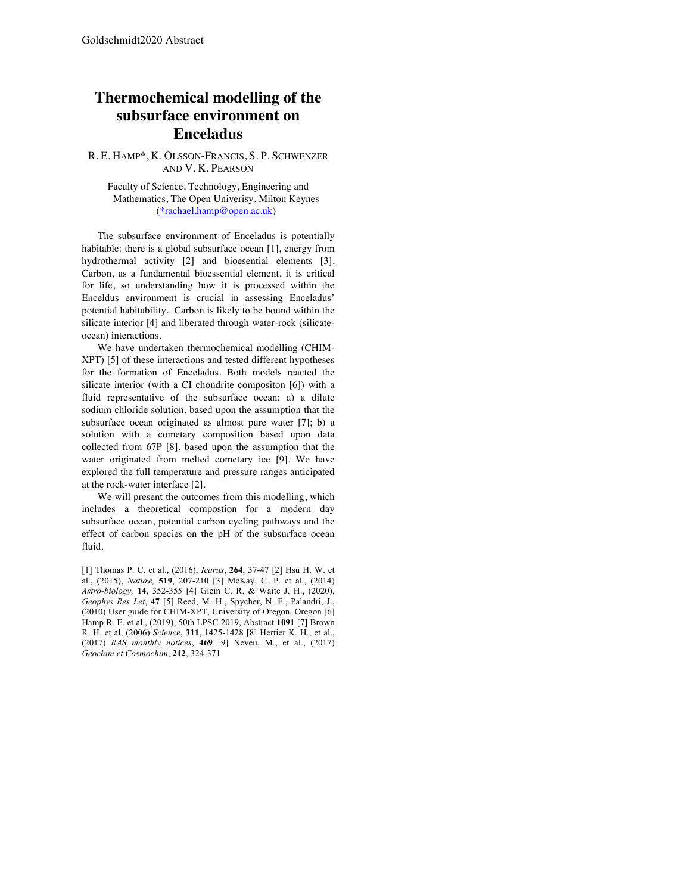# Thermochemical modelling of the subsurface environment on Enceladus

R. E. HAMP*, K. OLSSON-FRANCIS, S. P. SCHWENZER AND V. K. PEARSON

Faculty of Science, Technology, Engineering and Mathematics, The Open Univerisy, Milton Keynes (*rachael.hamp@open.ac.uk)

The subsurface environment of Enceladus is potentially habitable: there is a global subsurface ocean [1], energy from hydrothermal activity [2] and bioesential elements [3]. Carbon, as a fundamental bioessential element, it is critical for life, so understanding how it is processed within the Enceldus environment is crucial in assessing Enceladus' potential habitability. Carbon is likely to be bound within the silicate interior [4] and liberated through water-rock (silicate-ocean) interactions.

We have undertaken thermochemical modelling (CHIM-XPT) [5] of these interactions and tested different hypotheses for the formation of Enceladus. Both models reacted the silicate interior (with a CI chondrite compositon [6]) with a fluid representative of the subsurface ocean: a) a dilute sodium chloride solution, based upon the assumption that the subsurface ocean originated as almost pure water [7]; b) a solution with a cometary composition based upon data collected from 67P [8], based upon the assumption that the water originated from melted cometary ice [9]. We have explored the full temperature and pressure ranges anticipated at the rock-water interface [2].

We will present the outcomes from this modelling, which includes a theoretical compostion for a modern day subsurface ocean, potential carbon cycling pathways and the effect of carbon species on the pH of the subsurface ocean fluid.

[1] Thomas P. C. et al., (2016), *Icarus*, **264**, 37-47 [2] Hsu H. W. et al., (2015), *Nature,* **519**, 207-210 [3] McKay, C. P. et al., (2014) *Astro-biology,* **14**, 352-355 [4] Glein C. R. & Waite J. H., (2020), *Geophys Res Let*, **47** [5] Reed, M. H., Spycher, N. F., Palandri, J., (2010) User guide for CHIM-XPT, University of Oregon, Oregon [6] Hamp R. E. et al., (2019), 50th LPSC 2019, Abstract **1091** [7] Brown R. H. et al, (2006) *Science*, **311**, 1425-1428 [8] Hertier K. H., et al., (2017) *RAS monthly notices*, **469** [9] Neveu, M., et al., (2017) *Geochim et Cosmochim*, **212**, 324-371